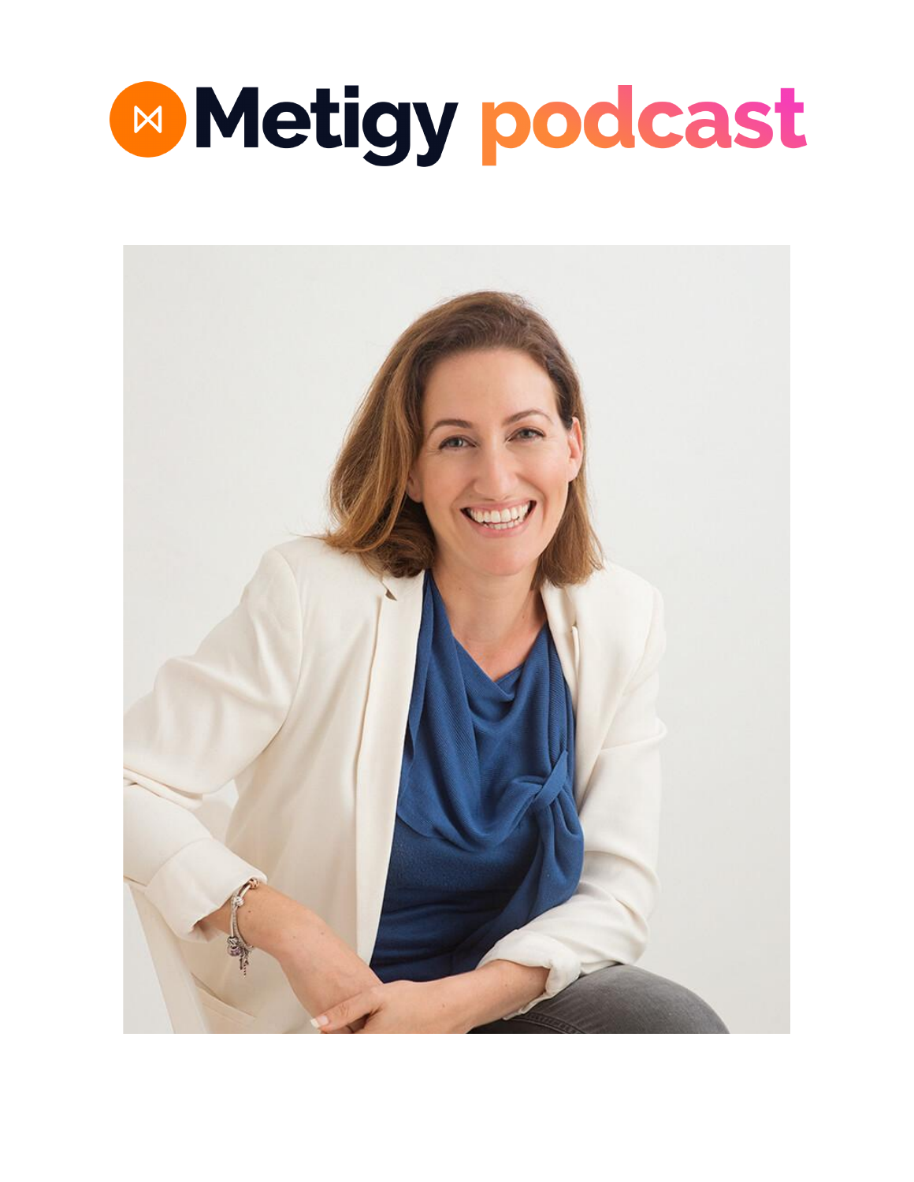# Metigy podcast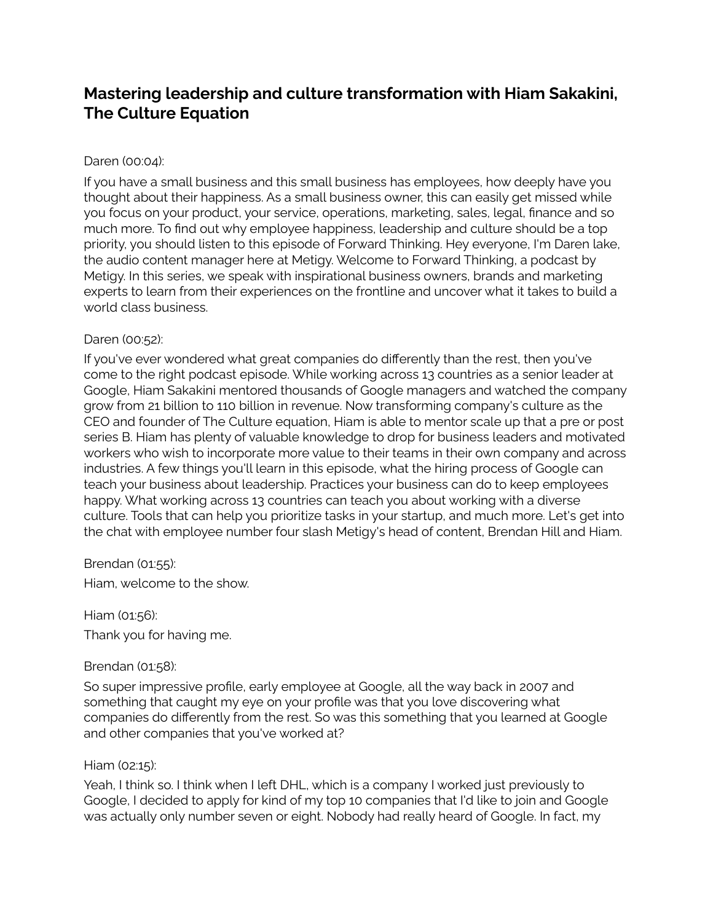## Mastering leadership and culture transformation with Hiam Sakakini, The Culture Equation

Daren (00:04):

If you have a small business and this small business has employees, how deeply have you thought about their happiness. As a small business owner, this can easily get missed while you focus on your product, your service, operations, marketing, sales, legal, finance and so much more. To find out why employee happiness, leadership and culture should be a top priority, you should listen to this episode of Forward Thinking. Hey everyone, I'm Daren lake, the audio content manager here at Metigy. Welcome to Forward Thinking, a podcast by Metigy. In this series, we speak with inspirational business owners, brands and marketing experts to learn from their experiences on the frontline and uncover what it takes to build a world class business.

Daren (00:52):

If you've ever wondered what great companies do differently than the rest, then you've come to the right podcast episode. While working across 13 countries as a senior leader at Google, Hiam Sakakini mentored thousands of Google managers and watched the company grow from 21 billion to 110 billion in revenue. Now transforming company's culture as the CEO and founder of The Culture equation, Hiam is able to mentor scale up that a pre or post series B. Hiam has plenty of valuable knowledge to drop for business leaders and motivated workers who wish to incorporate more value to their teams in their own company and across industries. A few things you'll learn in this episode, what the hiring process of Google can teach your business about leadership. Practices your business can do to keep employees happy. What working across 13 countries can teach you about working with a diverse culture. Tools that can help you prioritize tasks in your startup, and much more. Let's get into the chat with employee number four slash Metigy's head of content, Brendan Hill and Hiam.

Brendan (01:55):

Hiam, welcome to the show.

Hiam (01:56):

Thank you for having me.

Brendan (01:58):

So super impressive profile, early employee at Google, all the way back in 2007 and something that caught my eye on your profile was that you love discovering what companies do differently from the rest. So was this something that you learned at Google and other companies that you've worked at?

Hiam (02:15):

Yeah, I think so. I think when I left DHL, which is a company I worked just previously to Google, I decided to apply for kind of my top 10 companies that I'd like to join and Google was actually only number seven or eight. Nobody had really heard of Google. In fact, my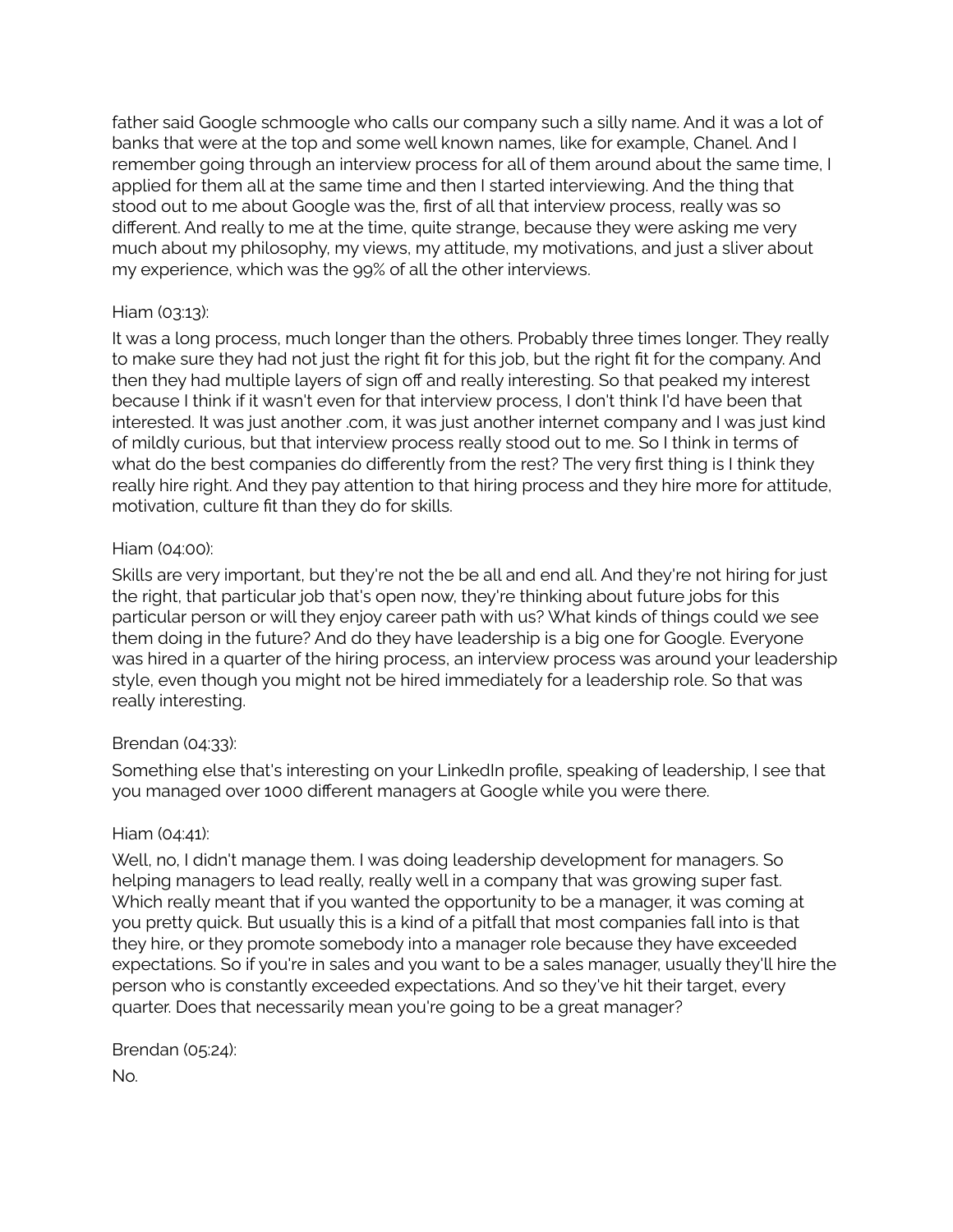father said Google schmoogle who calls our company such a silly name. And it was a lot of banks that were at the top and some well known names, like for example, Chanel. And I remember going through an interview process for all of them around about the same time, I applied for them all at the same time and then I started interviewing. And the thing that stood out to me about Google was the, first of all that interview process, really was so different. And really to me at the time, quite strange, because they were asking me very much about my philosophy, my views, my attitude, my motivations, and just a sliver about my experience, which was the 99% of all the other interviews.

Hiam (03:13):

It was a long process, much longer than the others. Probably three times longer. They really to make sure they had not just the right fit for this job, but the right fit for the company. And then they had multiple layers of sign off and really interesting. So that peaked my interest because I think if it wasn't even for that interview process, I don't think I'd have been that interested. It was just another .com, it was just another internet company and I was just kind of mildly curious, but that interview process really stood out to me. So I think in terms of what do the best companies do differently from the rest? The very first thing is I think they really hire right. And they pay attention to that hiring process and they hire more for attitude, motivation, culture fit than they do for skills.

Hiam (04:00):

Skills are very important, but they're not the be all and end all. And they're not hiring for just the right, that particular job that's open now, they're thinking about future jobs for this particular person or will they enjoy career path with us? What kinds of things could we see them doing in the future? And do they have leadership is a big one for Google. Everyone was hired in a quarter of the hiring process, an interview process was around your leadership style, even though you might not be hired immediately for a leadership role. So that was really interesting.

Brendan (04:33):

Something else that's interesting on your LinkedIn profile, speaking of leadership, I see that you managed over 1000 different managers at Google while you were there.

Hiam (04:41):

Well, no, I didn't manage them. I was doing leadership development for managers. So helping managers to lead really, really well in a company that was growing super fast. Which really meant that if you wanted the opportunity to be a manager, it was coming at you pretty quick. But usually this is a kind of a pitfall that most companies fall into is that they hire, or they promote somebody into a manager role because they have exceeded expectations. So if you're in sales and you want to be a sales manager, usually they'll hire the person who is constantly exceeded expectations. And so they've hit their target, every quarter. Does that necessarily mean you're going to be a great manager?

Brendan (05:24):

No.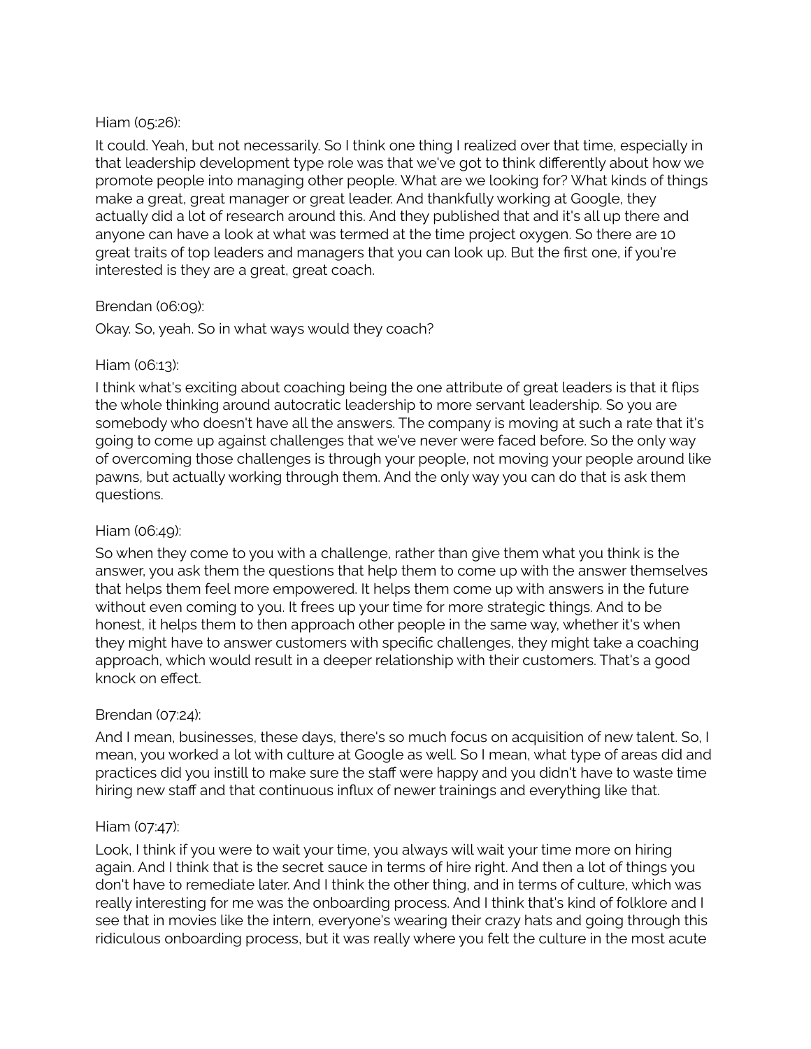Hiam (05:26):

It could. Yeah, but not necessarily. So I think one thing I realized over that time, especially in that leadership development type role was that we've got to think differently about how we promote people into managing other people. What are we looking for? What kinds of things make a great, great manager or great leader. And thankfully working at Google, they actually did a lot of research around this. And they published that and it's all up there and anyone can have a look at what was termed at the time project oxygen. So there are 10 great traits of top leaders and managers that you can look up. But the first one, if you're interested is they are a great, great coach.

Brendan (06:09):

Okay. So, yeah. So in what ways would they coach?

Hiam (06:13):

I think what's exciting about coaching being the one attribute of great leaders is that it flips the whole thinking around autocratic leadership to more servant leadership. So you are somebody who doesn't have all the answers. The company is moving at such a rate that it's going to come up against challenges that we've never were faced before. So the only way of overcoming those challenges is through your people, not moving your people around like pawns, but actually working through them. And the only way you can do that is ask them questions.

Hiam (06:49):

So when they come to you with a challenge, rather than give them what you think is the answer, you ask them the questions that help them to come up with the answer themselves that helps them feel more empowered. It helps them come up with answers in the future without even coming to you. It frees up your time for more strategic things. And to be honest, it helps them to then approach other people in the same way, whether it's when they might have to answer customers with specific challenges, they might take a coaching approach, which would result in a deeper relationship with their customers. That's a good knock on effect.

Brendan (07:24):

And I mean, businesses, these days, there's so much focus on acquisition of new talent. So, I mean, you worked a lot with culture at Google as well. So I mean, what type of areas did and practices did you instill to make sure the staff were happy and you didn't have to waste time hiring new staff and that continuous influx of newer trainings and everything like that.

Hiam (07:47):

Look, I think if you were to wait your time, you always will wait your time more on hiring again. And I think that is the secret sauce in terms of hire right. And then a lot of things you don't have to remediate later. And I think the other thing, and in terms of culture, which was really interesting for me was the onboarding process. And I think that's kind of folklore and I see that in movies like the intern, everyone's wearing their crazy hats and going through this ridiculous onboarding process, but it was really where you felt the culture in the most acute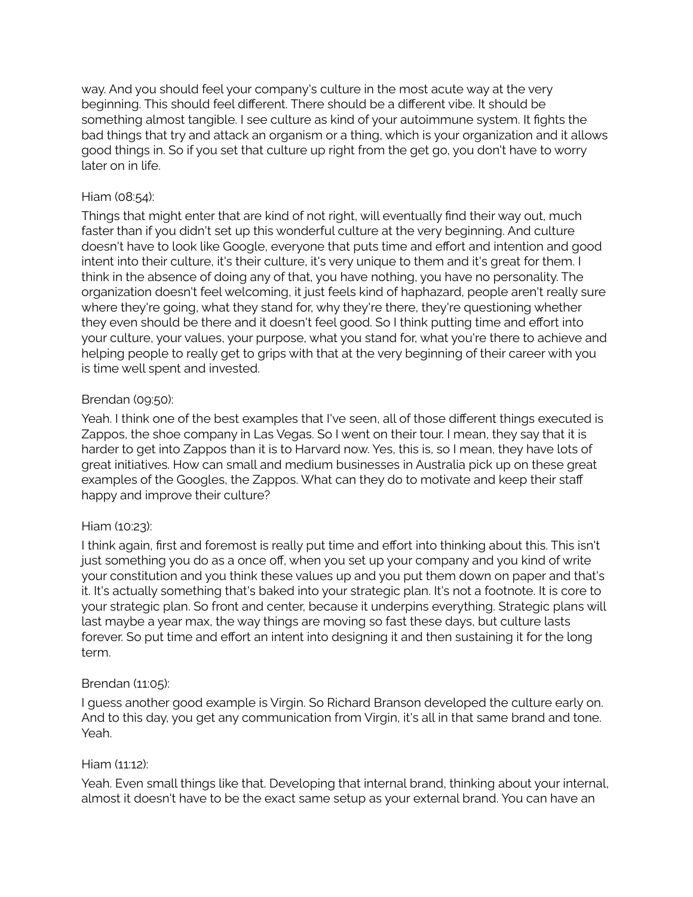way. And you should feel your company's culture in the most acute way at the very beginning. This should feel different. There should be a different vibe. It should be something almost tangible. I see culture as kind of your autoimmune system. It fights the bad things that try and attack an organism or a thing, which is your organization and it allows good things in. So if you set that culture up right from the get go, you don't have to worry later on in life.

Hiam (08:54):

Things that might enter that are kind of not right, will eventually find their way out, much faster than if you didn't set up this wonderful culture at the very beginning. And culture doesn't have to look like Google, everyone that puts time and effort and intention and good intent into their culture, it's their culture, it's very unique to them and it's great for them. I think in the absence of doing any of that, you have nothing, you have no personality. The organization doesn't feel welcoming, it just feels kind of haphazard, people aren't really sure where they're going, what they stand for, why they're there, they're questioning whether they even should be there and it doesn't feel good. So I think putting time and effort into your culture, your values, your purpose, what you stand for, what you're there to achieve and helping people to really get to grips with that at the very beginning of their career with you is time well spent and invested.

Brendan (09:50):

Yeah. I think one of the best examples that I've seen, all of those different things executed is Zappos, the shoe company in Las Vegas. So I went on their tour. I mean, they say that it is harder to get into Zappos than it is to Harvard now. Yes, this is, so I mean, they have lots of great initiatives. How can small and medium businesses in Australia pick up on these great examples of the Googles, the Zappos. What can they do to motivate and keep their staff happy and improve their culture?

Hiam (10:23):

I think again, first and foremost is really put time and effort into thinking about this. This isn't just something you do as a once off, when you set up your company and you kind of write your constitution and you think these values up and you put them down on paper and that's it. It's actually something that's baked into your strategic plan. It's not a footnote. It is core to your strategic plan. So front and center, because it underpins everything. Strategic plans will last maybe a year max, the way things are moving so fast these days, but culture lasts forever. So put time and effort an intent into designing it and then sustaining it for the long term.

Brendan (11:05):

I guess another good example is Virgin. So Richard Branson developed the culture early on. And to this day, you get any communication from Virgin, it's all in that same brand and tone. Yeah.

Hiam (11:12):

Yeah. Even small things like that. Developing that internal brand, thinking about your internal, almost it doesn't have to be the exact same setup as your external brand. You can have an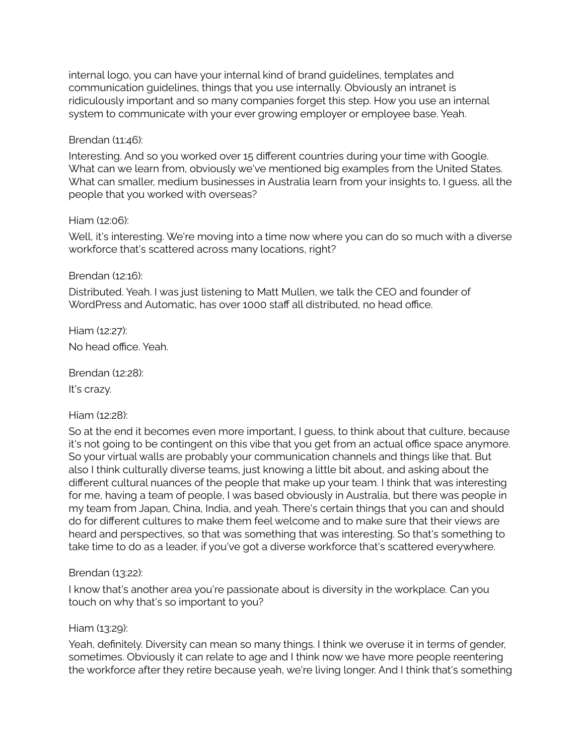internal logo, you can have your internal kind of brand guidelines, templates and communication guidelines, things that you use internally. Obviously an intranet is ridiculously important and so many companies forget this step. How you use an internal system to communicate with your ever growing employer or employee base. Yeah.

Brendan (11:46):

Interesting. And so you worked over 15 different countries during your time with Google. What can we learn from, obviously we've mentioned big examples from the United States. What can smaller, medium businesses in Australia learn from your insights to, I guess, all the people that you worked with overseas?

Hiam (12:06):

Well, it's interesting. We're moving into a time now where you can do so much with a diverse workforce that's scattered across many locations, right?

Brendan (12:16):

Distributed. Yeah. I was just listening to Matt Mullen, we talk the CEO and founder of WordPress and Automatic, has over 1000 staff all distributed, no head office.

Hiam (12:27):

No head office. Yeah.

Brendan (12:28):

It's crazy.

Hiam (12:28):

So at the end it becomes even more important, I guess, to think about that culture, because it's not going to be contingent on this vibe that you get from an actual office space anymore. So your virtual walls are probably your communication channels and things like that. But also I think culturally diverse teams, just knowing a little bit about, and asking about the different cultural nuances of the people that make up your team. I think that was interesting for me, having a team of people, I was based obviously in Australia, but there was people in my team from Japan, China, India, and yeah. There's certain things that you can and should do for different cultures to make them feel welcome and to make sure that their views are heard and perspectives, so that was something that was interesting. So that's something to take time to do as a leader, if you've got a diverse workforce that's scattered everywhere.

Brendan (13:22):

I know that's another area you're passionate about is diversity in the workplace. Can you touch on why that's so important to you?

Hiam (13:29):

Yeah, definitely. Diversity can mean so many things. I think we overuse it in terms of gender, sometimes. Obviously it can relate to age and I think now we have more people reentering the workforce after they retire because yeah, we're living longer. And I think that's something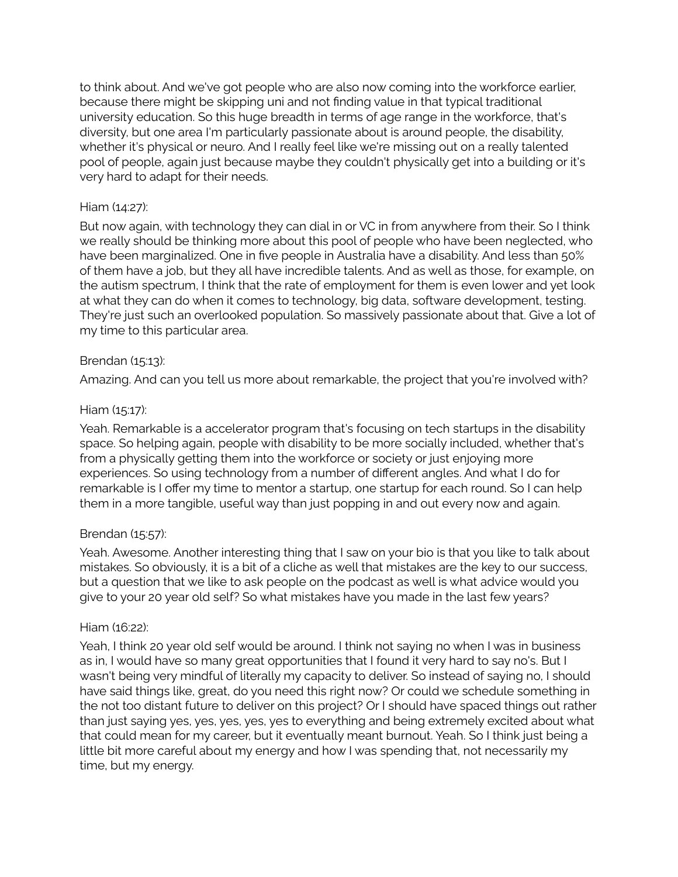to think about. And we've got people who are also now coming into the workforce earlier, because there might be skipping uni and not finding value in that typical traditional university education. So this huge breadth in terms of age range in the workforce, that's diversity, but one area I'm particularly passionate about is around people, the disability, whether it's physical or neuro. And I really feel like we're missing out on a really talented pool of people, again just because maybe they couldn't physically get into a building or it's very hard to adapt for their needs.

Hiam (14:27):

But now again, with technology they can dial in or VC in from anywhere from their. So I think we really should be thinking more about this pool of people who have been neglected, who have been marginalized. One in five people in Australia have a disability. And less than 50% of them have a job, but they all have incredible talents. And as well as those, for example, on the autism spectrum, I think that the rate of employment for them is even lower and yet look at what they can do when it comes to technology, big data, software development, testing. They're just such an overlooked population. So massively passionate about that. Give a lot of my time to this particular area.

Brendan (15:13):

Amazing. And can you tell us more about remarkable, the project that you're involved with?

Hiam (15:17):

Yeah. Remarkable is a accelerator program that's focusing on tech startups in the disability space. So helping again, people with disability to be more socially included, whether that's from a physically getting them into the workforce or society or just enjoying more experiences. So using technology from a number of different angles. And what I do for remarkable is I offer my time to mentor a startup, one startup for each round. So I can help them in a more tangible, useful way than just popping in and out every now and again.

Brendan (15:57):

Yeah. Awesome. Another interesting thing that I saw on your bio is that you like to talk about mistakes. So obviously, it is a bit of a cliche as well that mistakes are the key to our success, but a question that we like to ask people on the podcast as well is what advice would you give to your 20 year old self? So what mistakes have you made in the last few years?

Hiam (16:22):

Yeah, I think 20 year old self would be around. I think not saying no when I was in business as in, I would have so many great opportunities that I found it very hard to say no's. But I wasn't being very mindful of literally my capacity to deliver. So instead of saying no, I should have said things like, great, do you need this right now? Or could we schedule something in the not too distant future to deliver on this project? Or I should have spaced things out rather than just saying yes, yes, yes, yes, yes to everything and being extremely excited about what that could mean for my career, but it eventually meant burnout. Yeah. So I think just being a little bit more careful about my energy and how I was spending that, not necessarily my time, but my energy.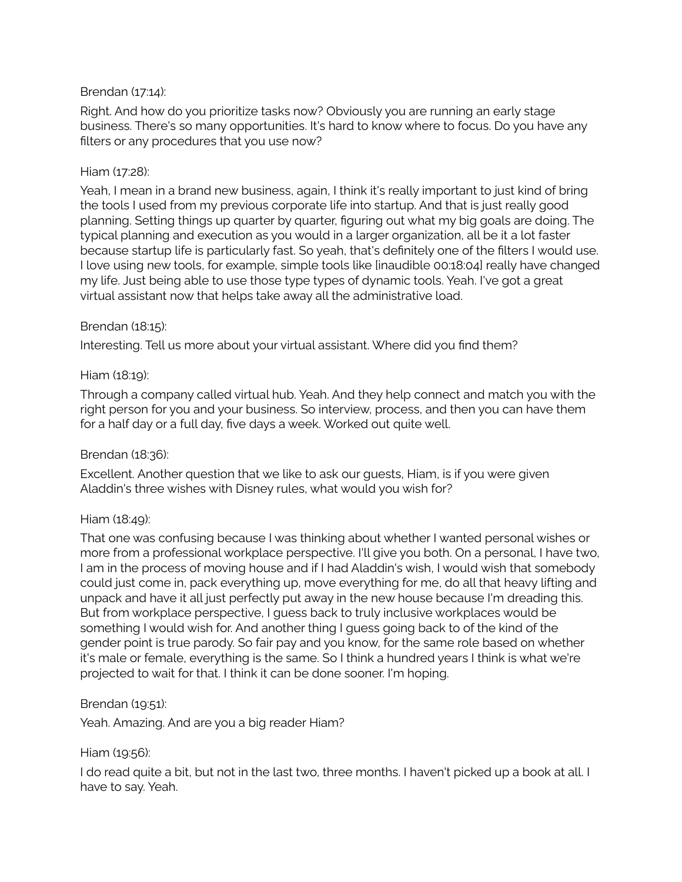Brendan (17:14):

Right. And how do you prioritize tasks now? Obviously you are running an early stage business. There's so many opportunities. It's hard to know where to focus. Do you have any filters or any procedures that you use now?

Hiam (17:28):

Yeah, I mean in a brand new business, again, I think it's really important to just kind of bring the tools I used from my previous corporate life into startup. And that is just really good planning. Setting things up quarter by quarter, figuring out what my big goals are doing. The typical planning and execution as you would in a larger organization, all be it a lot faster because startup life is particularly fast. So yeah, that's definitely one of the filters I would use. I love using new tools, for example, simple tools like [inaudible 00:18:04] really have changed my life. Just being able to use those type types of dynamic tools. Yeah. I've got a great virtual assistant now that helps take away all the administrative load.

Brendan (18:15):

Interesting. Tell us more about your virtual assistant. Where did you find them?

Hiam (18:19):

Through a company called virtual hub. Yeah. And they help connect and match you with the right person for you and your business. So interview, process, and then you can have them for a half day or a full day, five days a week. Worked out quite well.

Brendan (18:36):

Excellent. Another question that we like to ask our guests, Hiam, is if you were given Aladdin's three wishes with Disney rules, what would you wish for?

Hiam (18:49):

That one was confusing because I was thinking about whether I wanted personal wishes or more from a professional workplace perspective. I'll give you both. On a personal, I have two, I am in the process of moving house and if I had Aladdin's wish, I would wish that somebody could just come in, pack everything up, move everything for me, do all that heavy lifting and unpack and have it all just perfectly put away in the new house because I'm dreading this. But from workplace perspective, I guess back to truly inclusive workplaces would be something I would wish for. And another thing I guess going back to of the kind of the gender point is true parody. So fair pay and you know, for the same role based on whether it's male or female, everything is the same. So I think a hundred years I think is what we're projected to wait for that. I think it can be done sooner. I'm hoping.

Brendan (19:51):

Yeah. Amazing. And are you a big reader Hiam?

Hiam (19:56):

I do read quite a bit, but not in the last two, three months. I haven't picked up a book at all. I have to say. Yeah.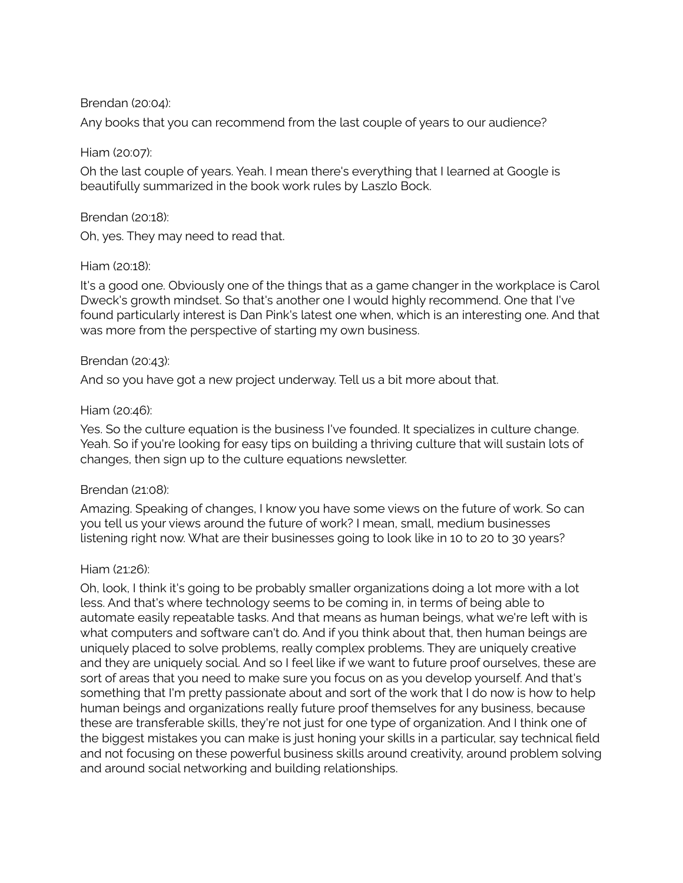Brendan (20:04):

Any books that you can recommend from the last couple of years to our audience?

Hiam (20:07):

Oh the last couple of years. Yeah. I mean there's everything that I learned at Google is beautifully summarized in the book work rules by Laszlo Bock.

Brendan (20:18):

Oh, yes. They may need to read that.

Hiam (20:18):

It's a good one. Obviously one of the things that as a game changer in the workplace is Carol Dweck's growth mindset. So that's another one I would highly recommend. One that I've found particularly interest is Dan Pink's latest one when, which is an interesting one. And that was more from the perspective of starting my own business.

Brendan (20:43):

And so you have got a new project underway. Tell us a bit more about that.

Hiam (20:46):

Yes. So the culture equation is the business I've founded. It specializes in culture change. Yeah. So if you're looking for easy tips on building a thriving culture that will sustain lots of changes, then sign up to the culture equations newsletter.

Brendan (21:08):

Amazing. Speaking of changes, I know you have some views on the future of work. So can you tell us your views around the future of work? I mean, small, medium businesses listening right now. What are their businesses going to look like in 10 to 20 to 30 years?

Hiam (21:26):

Oh, look, I think it's going to be probably smaller organizations doing a lot more with a lot less. And that's where technology seems to be coming in, in terms of being able to automate easily repeatable tasks. And that means as human beings, what we're left with is what computers and software can't do. And if you think about that, then human beings are uniquely placed to solve problems, really complex problems. They are uniquely creative and they are uniquely social. And so I feel like if we want to future proof ourselves, these are sort of areas that you need to make sure you focus on as you develop yourself. And that's something that I'm pretty passionate about and sort of the work that I do now is how to help human beings and organizations really future proof themselves for any business, because these are transferable skills, they're not just for one type of organization. And I think one of the biggest mistakes you can make is just honing your skills in a particular, say technical field and not focusing on these powerful business skills around creativity, around problem solving and around social networking and building relationships.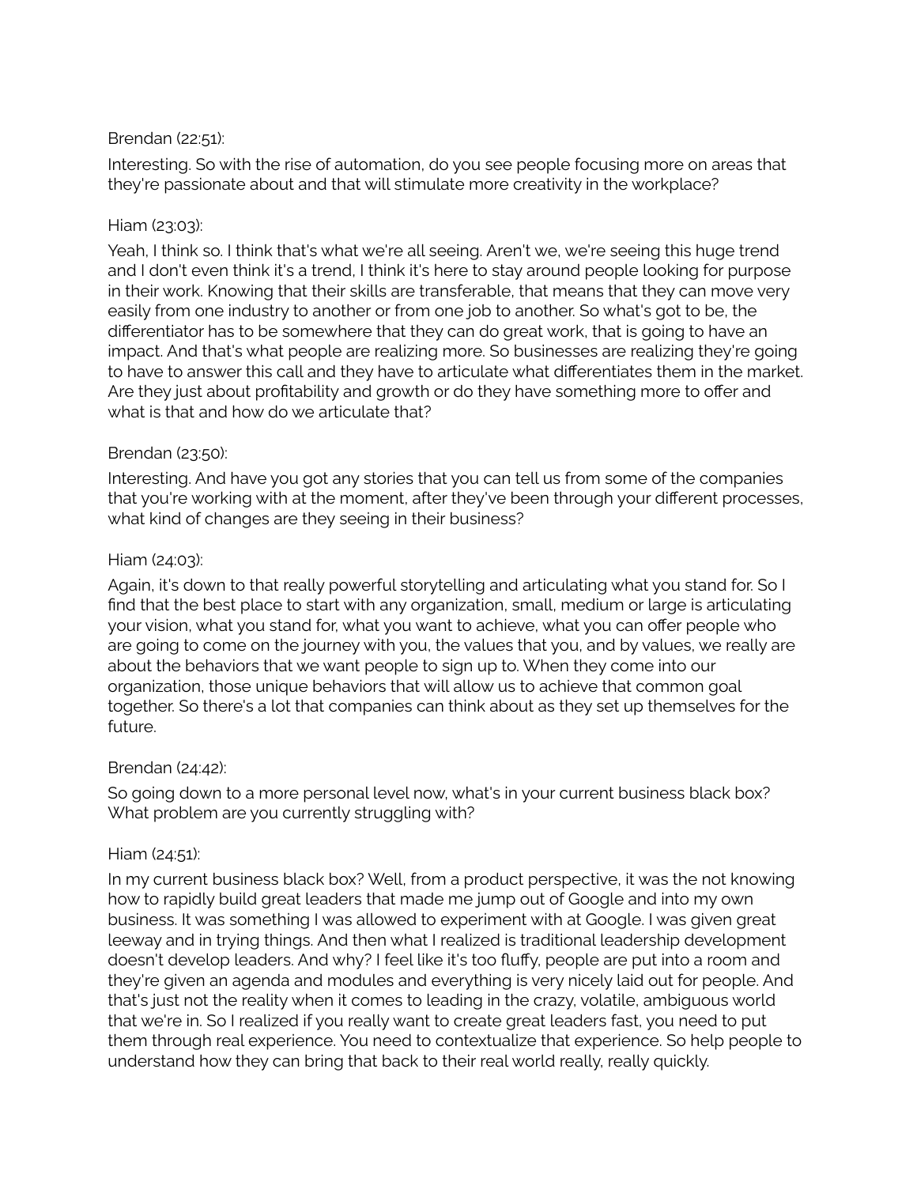Brendan (22:51):

Interesting. So with the rise of automation, do you see people focusing more on areas that they're passionate about and that will stimulate more creativity in the workplace?

Hiam (23:03):

Yeah, I think so. I think that's what we're all seeing. Aren't we, we're seeing this huge trend and I don't even think it's a trend, I think it's here to stay around people looking for purpose in their work. Knowing that their skills are transferable, that means that they can move very easily from one industry to another or from one job to another. So what's got to be, the differentiator has to be somewhere that they can do great work, that is going to have an impact. And that's what people are realizing more. So businesses are realizing they're going to have to answer this call and they have to articulate what differentiates them in the market. Are they just about profitability and growth or do they have something more to offer and what is that and how do we articulate that?

Brendan (23:50):

Interesting. And have you got any stories that you can tell us from some of the companies that you're working with at the moment, after they've been through your different processes, what kind of changes are they seeing in their business?

Hiam (24:03):

Again, it's down to that really powerful storytelling and articulating what you stand for. So I find that the best place to start with any organization, small, medium or large is articulating your vision, what you stand for, what you want to achieve, what you can offer people who are going to come on the journey with you, the values that you, and by values, we really are about the behaviors that we want people to sign up to. When they come into our organization, those unique behaviors that will allow us to achieve that common goal together. So there's a lot that companies can think about as they set up themselves for the future.

Brendan (24:42):

So going down to a more personal level now, what's in your current business black box? What problem are you currently struggling with?

Hiam (24:51):

In my current business black box? Well, from a product perspective, it was the not knowing how to rapidly build great leaders that made me jump out of Google and into my own business. It was something I was allowed to experiment with at Google. I was given great leeway and in trying things. And then what I realized is traditional leadership development doesn't develop leaders. And why? I feel like it's too fluffy, people are put into a room and they're given an agenda and modules and everything is very nicely laid out for people. And that's just not the reality when it comes to leading in the crazy, volatile, ambiguous world that we're in. So I realized if you really want to create great leaders fast, you need to put them through real experience. You need to contextualize that experience. So help people to understand how they can bring that back to their real world really, really quickly.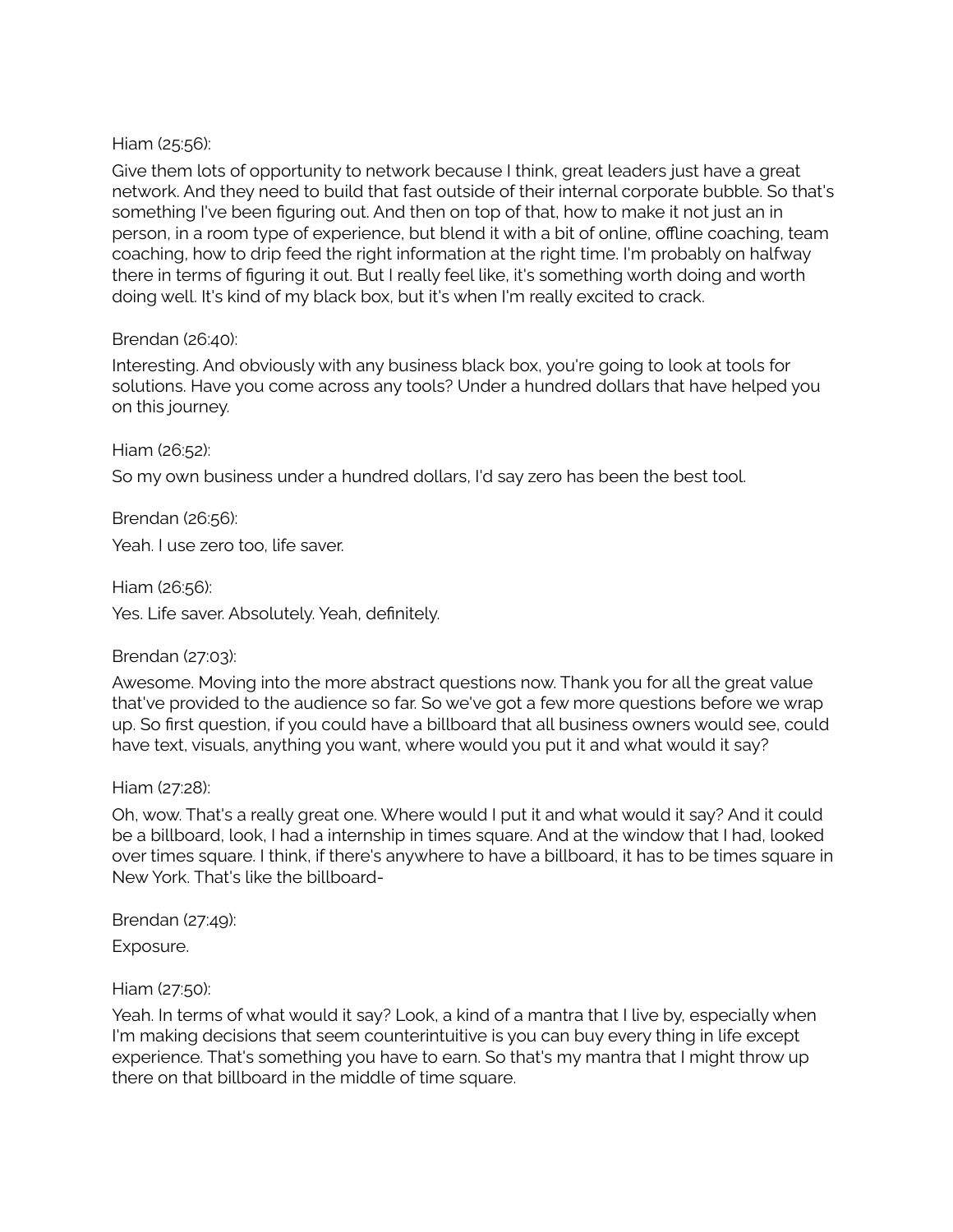Hiam (25:56):

Give them lots of opportunity to network because I think, great leaders just have a great network. And they need to build that fast outside of their internal corporate bubble. So that's something I've been figuring out. And then on top of that, how to make it not just an in person, in a room type of experience, but blend it with a bit of online, offline coaching, team coaching, how to drip feed the right information at the right time. I'm probably on halfway there in terms of figuring it out. But I really feel like, it's something worth doing and worth doing well. It's kind of my black box, but it's when I'm really excited to crack.

Brendan (26:40):

Interesting. And obviously with any business black box, you're going to look at tools for solutions. Have you come across any tools? Under a hundred dollars that have helped you on this journey.

Hiam (26:52):

So my own business under a hundred dollars, I'd say zero has been the best tool.

Brendan (26:56):

Yeah. I use zero too, life saver.

Hiam (26:56):

Yes. Life saver. Absolutely. Yeah, definitely.

Brendan (27:03):

Awesome. Moving into the more abstract questions now. Thank you for all the great value that've provided to the audience so far. So we've got a few more questions before we wrap up. So first question, if you could have a billboard that all business owners would see, could have text, visuals, anything you want, where would you put it and what would it say?

Hiam (27:28):

Oh, wow. That's a really great one. Where would I put it and what would it say? And it could be a billboard, look, I had a internship in times square. And at the window that I had, looked over times square. I think, if there's anywhere to have a billboard, it has to be times square in New York. That's like the billboard-

Brendan (27:49):

Exposure.

Hiam (27:50):

Yeah. In terms of what would it say? Look, a kind of a mantra that I live by, especially when I'm making decisions that seem counterintuitive is you can buy every thing in life except experience. That's something you have to earn. So that's my mantra that I might throw up there on that billboard in the middle of time square.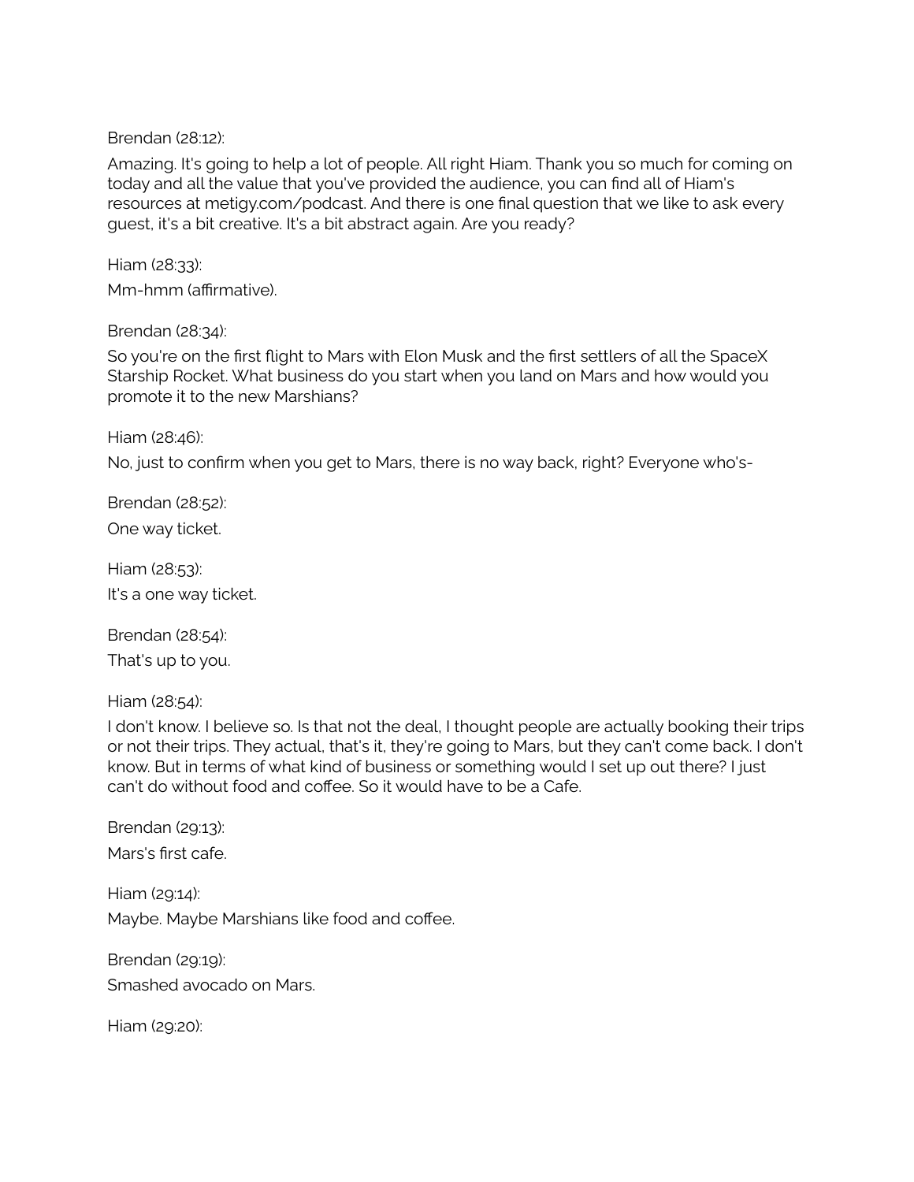Brendan (28:12):

Amazing. It's going to help a lot of people. All right Hiam. Thank you so much for coming on today and all the value that you've provided the audience, you can find all of Hiam's resources at metigy.com/podcast. And there is one final question that we like to ask every guest, it's a bit creative. It's a bit abstract again. Are you ready?

Hiam (28:33):

Mm-hmm (affirmative).

Brendan (28:34):

So you're on the first flight to Mars with Elon Musk and the first settlers of all the SpaceX Starship Rocket. What business do you start when you land on Mars and how would you promote it to the new Marshians?

Hiam (28:46):

No, just to confirm when you get to Mars, there is no way back, right? Everyone who's-

Brendan (28:52):

One way ticket.

Hiam (28:53):

It's a one way ticket.

Brendan (28:54):

That's up to you.

Hiam (28:54):

I don't know. I believe so. Is that not the deal, I thought people are actually booking their trips or not their trips. They actual, that's it, they're going to Mars, but they can't come back. I don't know. But in terms of what kind of business or something would I set up out there? I just can't do without food and coffee. So it would have to be a Cafe.

Brendan (29:13):

Mars's first cafe.

Hiam (29:14):

Maybe. Maybe Marshians like food and coffee.

Brendan (29:19):

Smashed avocado on Mars.

Hiam (29:20):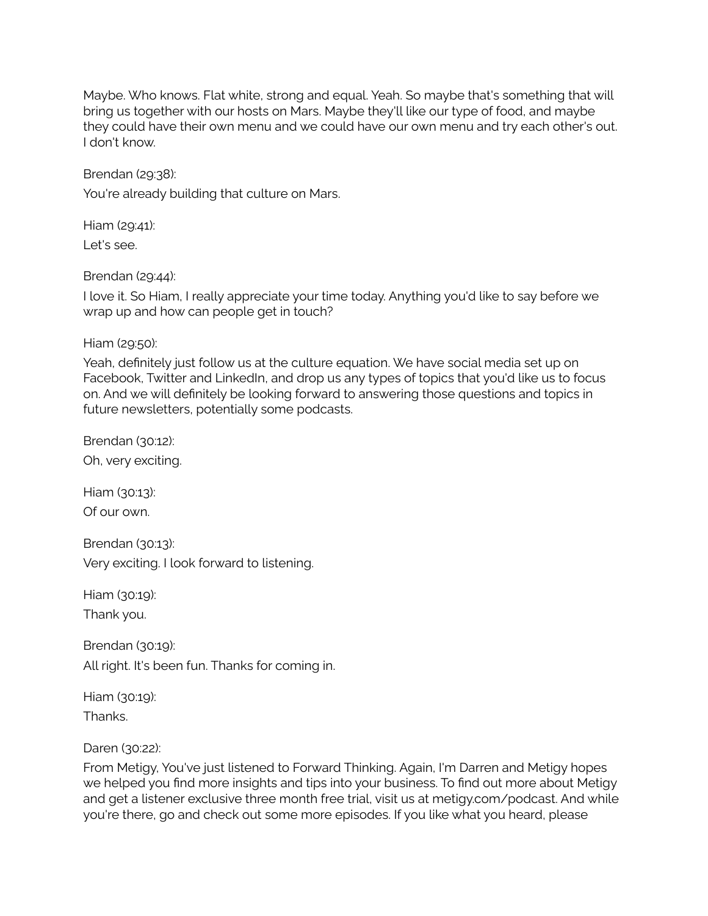Maybe. Who knows. Flat white, strong and equal. Yeah. So maybe that's something that will bring us together with our hosts on Mars. Maybe they'll like our type of food, and maybe they could have their own menu and we could have our own menu and try each other's out. I don't know.

Brendan (29:38):

You're already building that culture on Mars.

Hiam (29:41):

Let's see.

Brendan (29:44):

I love it. So Hiam, I really appreciate your time today. Anything you'd like to say before we wrap up and how can people get in touch?

Hiam (29:50):

Yeah, definitely just follow us at the culture equation. We have social media set up on Facebook, Twitter and LinkedIn, and drop us any types of topics that you'd like us to focus on. And we will definitely be looking forward to answering those questions and topics in future newsletters, potentially some podcasts.

Brendan (30:12):

Oh, very exciting.

Hiam (30:13):

Of our own.

Brendan (30:13):

Very exciting. I look forward to listening.

Hiam (30:19):

Thank you.

Brendan (30:19):

All right. It's been fun. Thanks for coming in.

Hiam (30:19):

Thanks.

Daren (30:22):

From Metigy, You've just listened to Forward Thinking. Again, I'm Darren and Metigy hopes we helped you find more insights and tips into your business. To find out more about Metigy and get a listener exclusive three month free trial, visit us at metigy.com/podcast. And while you're there, go and check out some more episodes. If you like what you heard, please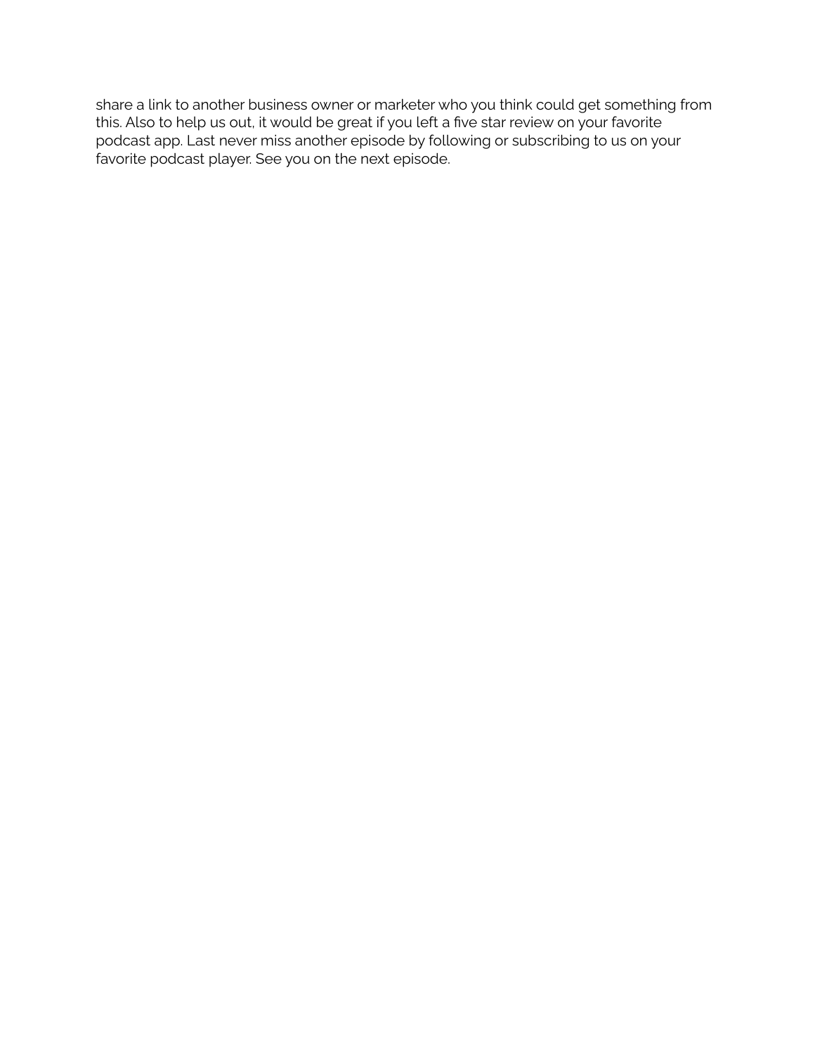share a link to another business owner or marketer who you think could get something from this. Also to help us out, it would be great if you left a five star review on your favorite podcast app. Last never miss another episode by following or subscribing to us on your favorite podcast player. See you on the next episode.